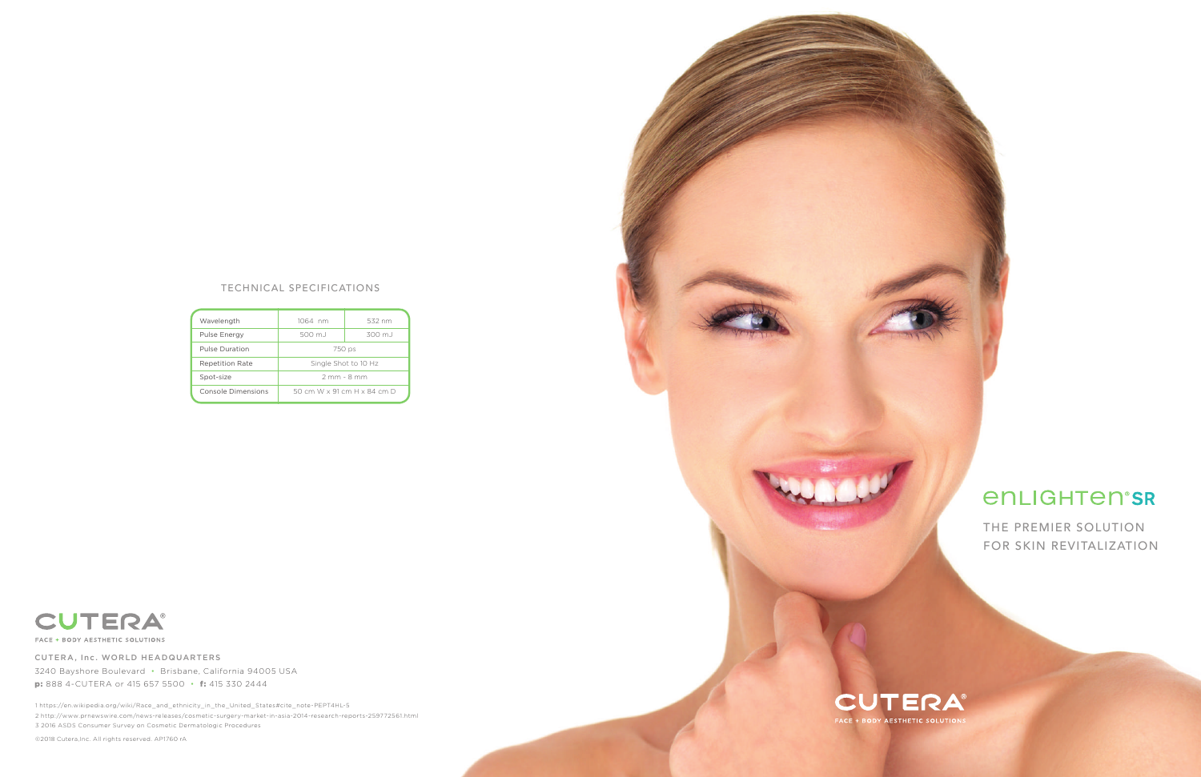## TECHNICAL SPECIFICATIONS

| Wavelength | 1064 nm | 532 nm |
|---|---|---|
| Pulse Energy | 500 mJ | 300 mJ |
| Pulse Duration | 750 ps | |
| Repetition Rate | Single Shot to 10 Hz | |
| Spot-size | 2 mm - 8 mm | |
| Console Dimensions | 50 cm W x 91 cm H x 84 cm D | |

CUTERA®

FACE + BODY AESTHETIC SOLUTIONS

CUTERA, Inc. WORLD HEADQUARTERS

3240 Bayshore Boulevard • Brisbane, California 94005 USA

**p:** 888 4-CUTERA or 415 657 5500 • **f:** 415 330 2444

1 https://en.wikipedia.org/wiki/Race_and_ethnicity_in_the_United_States#cite_note-PEPT4HL-5

2 http://www.prnewswire.com/news-releases/cosmetic-surgery-market-in-asia-2014-research-reports-259772561.html

3 2016 ASDS Consumer Survey on Cosmetic Dermatologic Procedures

©2018 Cutera,Inc. All rights reserved. AP1760 rA

# enlighten® SR

THE PREMIER SOLUTION FOR SKIN REVITALIZATION

CUTERA®

FACE + BODY AESTHETIC SOLUTIONS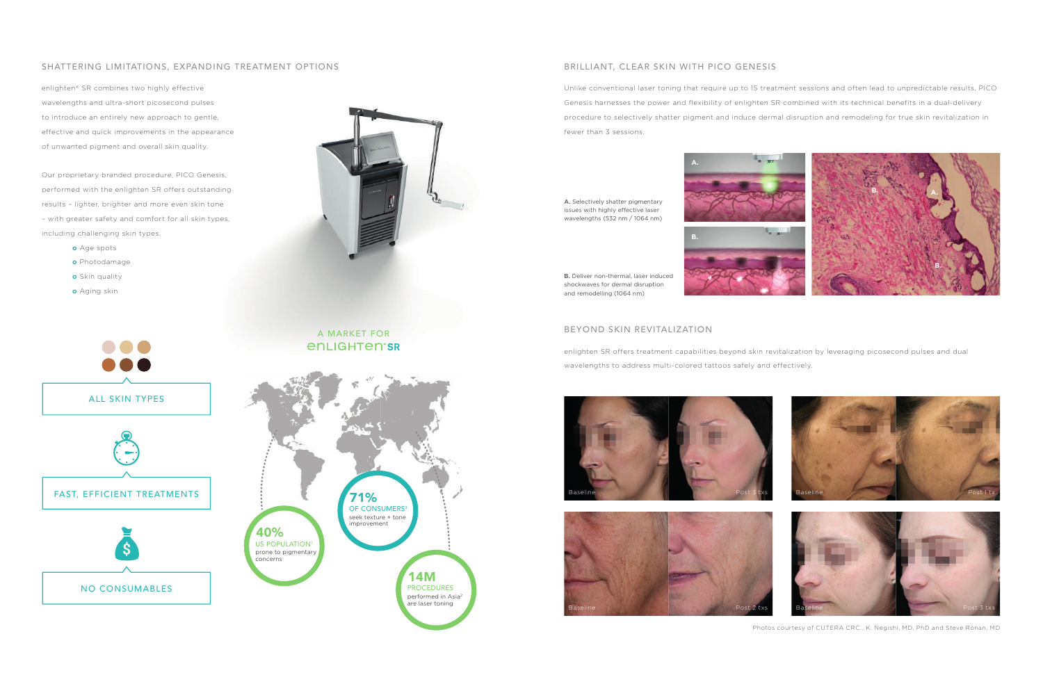## SHATTERING LIMITATIONS, EXPANDING TREATMENT OPTIONS

enlighten® SR combines two highly effective wavelengths and ultra-short picosecond pulses to introduce an entirely new approach to gentle, effective and quick improvements in the appearance of unwanted pigment and overall skin quality.

Our proprietary branded procedure, PICO Genesis, performed with the enlighten SR offers outstanding results – lighter, brighter and more even skin tone – with greater safety and comfort for all skin types, including challenging skin types.

- Age spots
- Photodamage
- Skin quality
- Aging skin

ALL SKIN TYPES

FAST, EFFICIENT TREATMENTS

NO CONSUMABLES

A MARKET FOR
enLIGHTen® SR

**40%**
US POPULATION[1]
prone to pigmentary concerns

**71%**
OF CONSUMERS[3]
seek texture + tone improvement

**14M**
PROCEDURES
performed in Asia[2]
are laser toning

## BRILLIANT, CLEAR SKIN WITH PICO GENESIS

Unlike conventional laser toning that require up to 15 treatment sessions and often lead to unpredictable results, PICO Genesis harnesses the power and flexibility of enlighten SR combined with its technical benefits in a dual-delivery procedure to selectively shatter pigment and induce dermal disruption and remodeling for true skin revitalization in fewer than 3 sessions.

**A.** Selectively shatter pigmentary issues with highly effective laser wavelengths (532 nm / 1064 nm)

**B.** Deliver non-thermal, laser induced shockwaves for dermal disruption and remodelling (1064 nm)

A.

B.

## BEYOND SKIN REVITALIZATION

enlighten SR offers treatment capabilities beyond skin revitalization by leveraging picosecond pulses and dual wavelengths to address multi-colored tattoos safely and effectively.

Baseline | Post 3 txs

Baseline | Post 1 tx

Baseline | Post 2 txs

Baseline | Post 3 txs

Photos courtesy of CUTERA CRC., K. Negishi, MD, PhD and Steve Ronan, MD